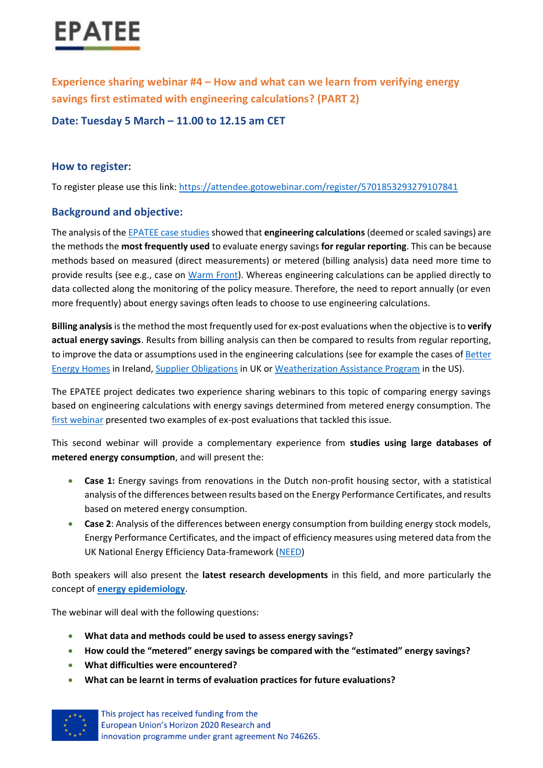# EPATEE

## Experience sharing webinar #4 – How and what can we learn from verifying energy savings first estimated with engineering calculations? (PART 2)

### Date: Tuesday 5 March – 11.00 to 12.15 am CET

### How to register:

To register please use this link: https://attendee.gotowebinar.com/register/5701853293279107841

### Background and objective:

The analysis of the EPATEE case studies showed that **engineering calculations** (deemed or scaled savings) are the methods the **most frequently used** to evaluate energy savings **for regular reporting**. This can be because methods based on measured (direct measurements) or metered (billing analysis) data need more time to provide results (see e.g., case on Warm Front). Whereas engineering calculations can be applied directly to data collected along the monitoring of the policy measure. Therefore, the need to report annually (or even more frequently) about energy savings often leads to choose to use engineering calculations.

**Billing analysis** is the method the most frequently used for ex-post evaluations when the objective is to **verify actual energy savings**. Results from billing analysis can then be compared to results from regular reporting, to improve the data or assumptions used in the engineering calculations (see for example the cases of Better Energy Homes in Ireland, Supplier Obligations in UK or Weatherization Assistance Program in the US).

The EPATEE project dedicates two experience sharing webinars to this topic of comparing energy savings based on engineering calculations with energy savings determined from metered energy consumption. The first webinar presented two examples of ex-post evaluations that tackled this issue.

This second webinar will provide a complementary experience from **studies using large databases of metered energy consumption**, and will present the:

- **Case 1:** Energy savings from renovations in the Dutch non-profit housing sector, with a statistical analysis of the differences between results based on the Energy Performance Certificates, and results based on metered energy consumption.
- **Case 2**: Analysis of the differences between energy consumption from building energy stock models, Energy Performance Certificates, and the impact of efficiency measures using metered data from the UK National Energy Efficiency Data-framework (NEED)

Both speakers will also present the **latest research developments** in this field, and more particularly the concept of **energy epidemiology**.

The webinar will deal with the following questions:

- **What data and methods could be used to assess energy savings?**
- **How could the "metered" energy savings be compared with the "estimated" energy savings?**
- **What difficulties were encountered?**
- **What can be learnt in terms of evaluation practices for future evaluations?**

This project has received funding from the European Union's Horizon 2020 Research and innovation programme under grant agreement No 746265.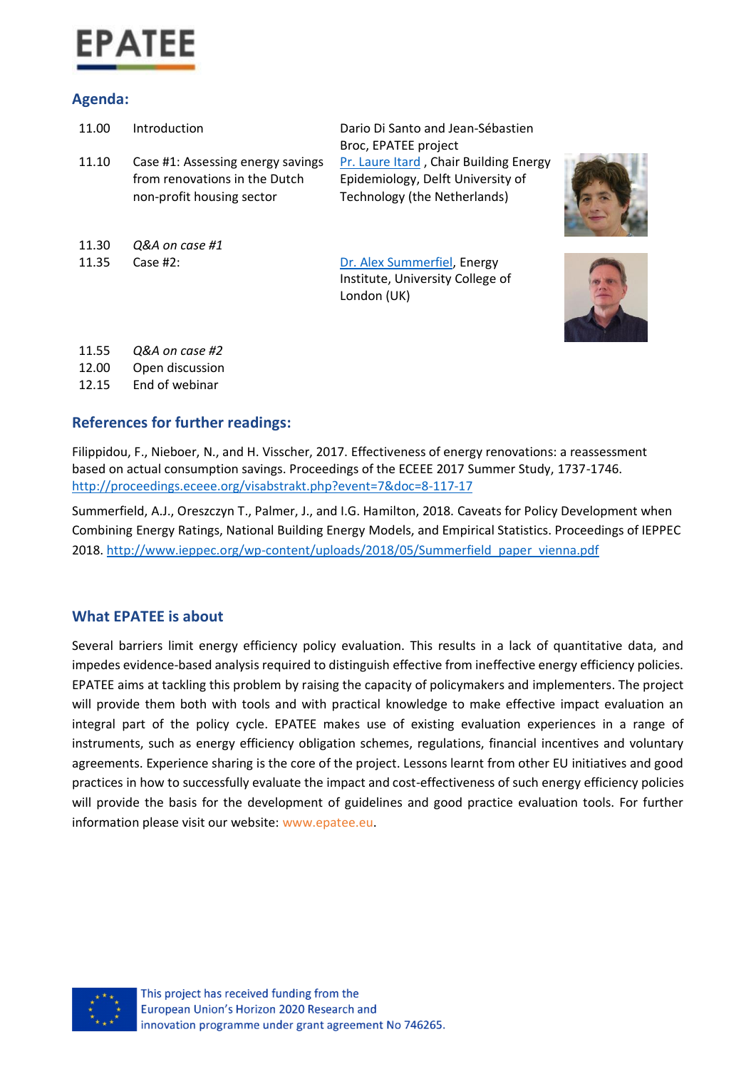# EPATEE

## Agenda:

| | | |
|---|---|---|
| 11.00 | Introduction | Dario Di Santo and Jean-Sébastien Broc, EPATEE project |
| 11.10 | Case #1: Assessing energy savings from renovations in the Dutch non-profit housing sector | Pr. Laure Itard , Chair Building Energy Epidemiology, Delft University of Technology (the Netherlands) |
| 11.30 | *Q&A on case #1* | |
| 11.35 | Case #2: | Dr. Alex Summerfiel, Energy Institute, University College of London (UK) |
| 11.55 | *Q&A on case #2* | |
| 12.00 | Open discussion | |
| 12.15 | End of webinar | |

## References for further readings:

Filippidou, F., Nieboer, N., and H. Visscher, 2017. Effectiveness of energy renovations: a reassessment based on actual consumption savings. Proceedings of the ECEEE 2017 Summer Study, 1737-1746. http://proceedings.eceee.org/visabstrakt.php?event=7&doc=8-117-17

Summerfield, A.J., Oreszczyn T., Palmer, J., and I.G. Hamilton, 2018. Caveats for Policy Development when Combining Energy Ratings, National Building Energy Models, and Empirical Statistics. Proceedings of IEPPEC 2018. http://www.ieppec.org/wp-content/uploads/2018/05/Summerfield_paper_vienna.pdf

## What EPATEE is about

Several barriers limit energy efficiency policy evaluation. This results in a lack of quantitative data, and impedes evidence-based analysis required to distinguish effective from ineffective energy efficiency policies. EPATEE aims at tackling this problem by raising the capacity of policymakers and implementers. The project will provide them both with tools and with practical knowledge to make effective impact evaluation an integral part of the policy cycle. EPATEE makes use of existing evaluation experiences in a range of instruments, such as energy efficiency obligation schemes, regulations, financial incentives and voluntary agreements. Experience sharing is the core of the project. Lessons learnt from other EU initiatives and good practices in how to successfully evaluate the impact and cost-effectiveness of such energy efficiency policies will provide the basis for the development of guidelines and good practice evaluation tools. For further information please visit our website: www.epatee.eu.

This project has received funding from the European Union's Horizon 2020 Research and innovation programme under grant agreement No 746265.